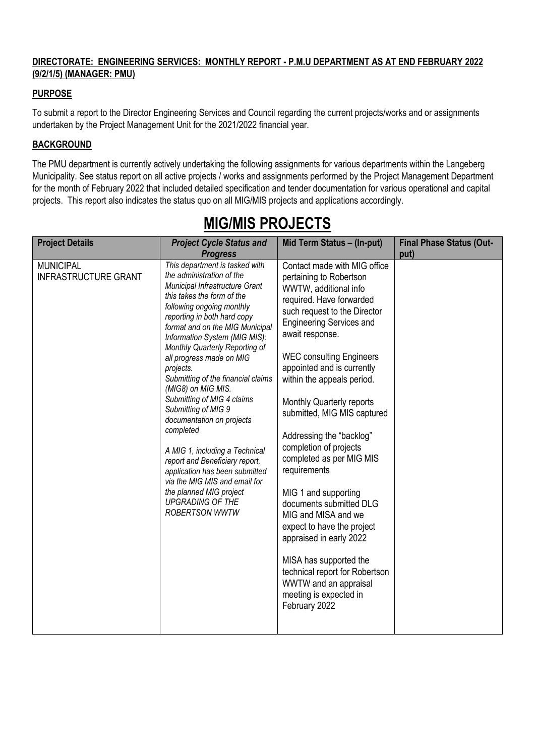**DIRECTORATE: ENGINEERING SERVICES: MONTHLY REPORT - P.M.U DEPARTMENT AS AT END FEBRUARY 2022 (9/2/1/5) (MANAGER: PMU)**

**PURPOSE**

To submit a report to the Director Engineering Services and Council regarding the current projects/works and or assignments undertaken by the Project Management Unit for the 2021/2022 financial year.

**BACKGROUND**

The PMU department is currently actively undertaking the following assignments for various departments within the Langeberg Municipality. See status report on all active projects / works and assignments performed by the Project Management Department for the month of February 2022 that included detailed specification and tender documentation for various operational and capital projects. This report also indicates the status quo on all MIG/MIS projects and applications accordingly.

# MIG/MIS PROJECTS

| Project Details | *Project Cycle Status and Progress* | Mid Term Status – (In-put) | Final Phase Status (Out-put) |
|---|---|---|---|
| MUNICIPAL INFRASTRUCTURE GRANT | *This department is tasked with the administration of the Municipal Infrastructure Grant this takes the form of the following ongoing monthly reporting in both hard copy format and on the MIG Municipal Information System (MIG MIS): Monthly Quarterly Reporting of all progress made on MIG projects. Submitting of the financial claims (MIG8) on MIG MIS. Submitting of MIG 4 claims Submitting of MIG 9 documentation on projects completed*<br><br>*A MIG 1, including a Technical report and Beneficiary report, application has been submitted via the MIG MIS and email for the planned MIG project UPGRADING OF THE ROBERTSON WWTW* | Contact made with MIG office pertaining to Robertson WWTW, additional info required. Have forwarded such request to the Director Engineering Services and await response.<br><br>WEC consulting Engineers appointed and is currently within the appeals period.<br><br>Monthly Quarterly reports submitted, MIG MIS captured<br><br>Addressing the "backlog" completion of projects completed as per MIG MIS requirements<br><br>MIG 1 and supporting documents submitted DLG MIG and MISA and we expect to have the project appraised in early 2022<br><br>MISA has supported the technical report for Robertson WWTW and an appraisal meeting is expected in February 2022 | |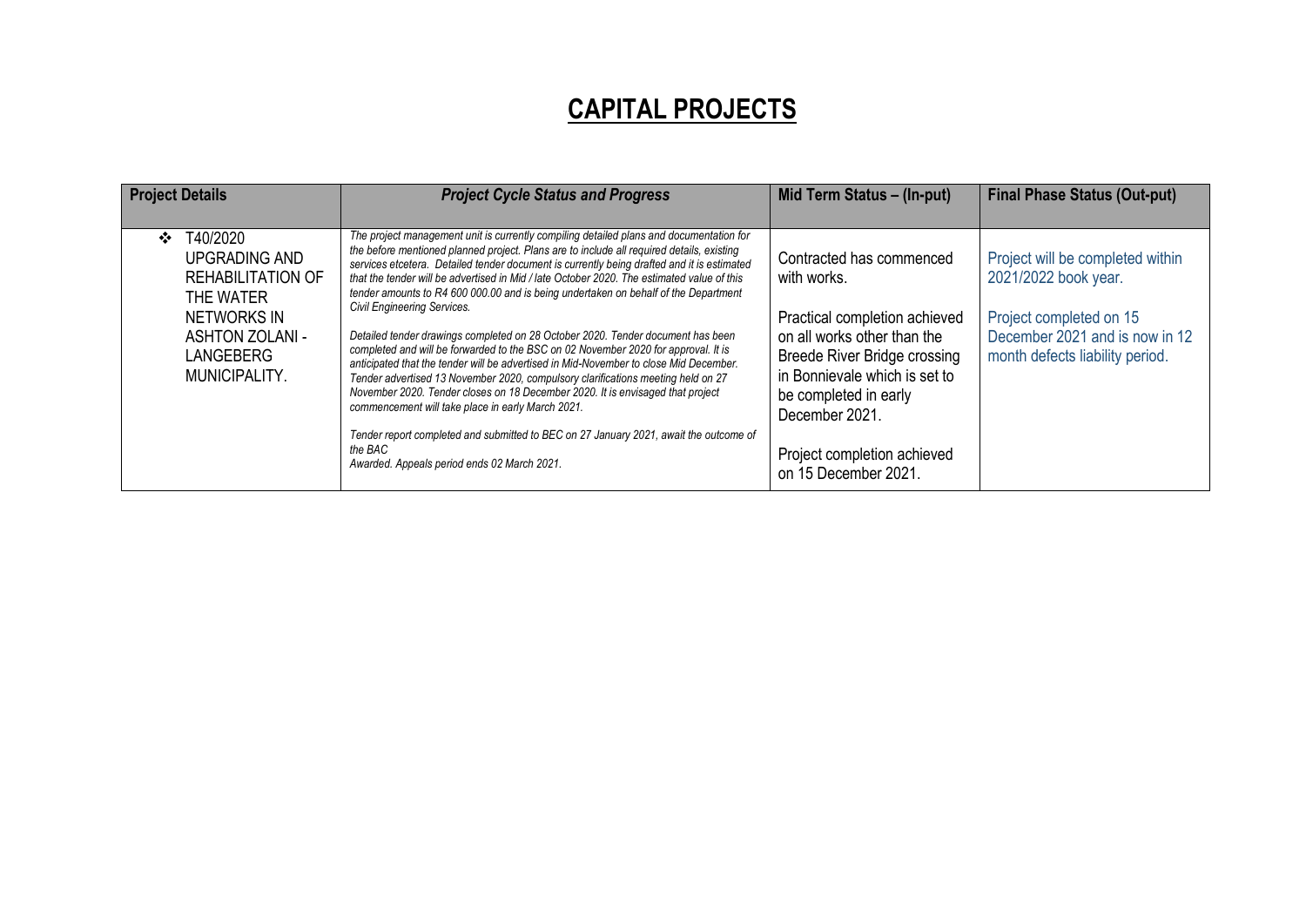# CAPITAL PROJECTS

| **Project Details** | ***Project Cycle Status and Progress*** | **Mid Term Status – (In-put)** | **Final Phase Status (Out-put)** |
|---|---|---|---|
| ❖ T40/2020 UPGRADING AND REHABILITATION OF THE WATER NETWORKS IN ASHTON ZOLANI - LANGEBERG MUNICIPALITY. | *The project management unit is currently compiling detailed plans and documentation for the before mentioned planned project. Plans are to include all required details, existing services etcetera. Detailed tender document is currently being drafted and it is estimated that the tender will be advertised in Mid / late October 2020. The estimated value of this tender amounts to R4 600 000.00 and is being undertaken on behalf of the Department Civil Engineering Services.*<br><br>*Detailed tender drawings completed on 28 October 2020. Tender document has been completed and will be forwarded to the BSC on 02 November 2020 for approval. It is anticipated that the tender will be advertised in Mid-November to close Mid December. Tender advertised 13 November 2020, compulsory clarifications meeting held on 27 November 2020. Tender closes on 18 December 2020. It is envisaged that project commencement will take place in early March 2021.*<br><br>*Tender report completed and submitted to BEC on 27 January 2021, await the outcome of the BAC*<br>*Awarded. Appeals period ends 02 March 2021.* | Contracted has commenced with works.<br><br>Practical completion achieved on all works other than the Breede River Bridge crossing in Bonnievale which is set to be completed in early December 2021.<br><br>Project completion achieved on 15 December 2021. | Project will be completed within 2021/2022 book year.<br><br>Project completed on 15 December 2021 and is now in 12 month defects liability period. |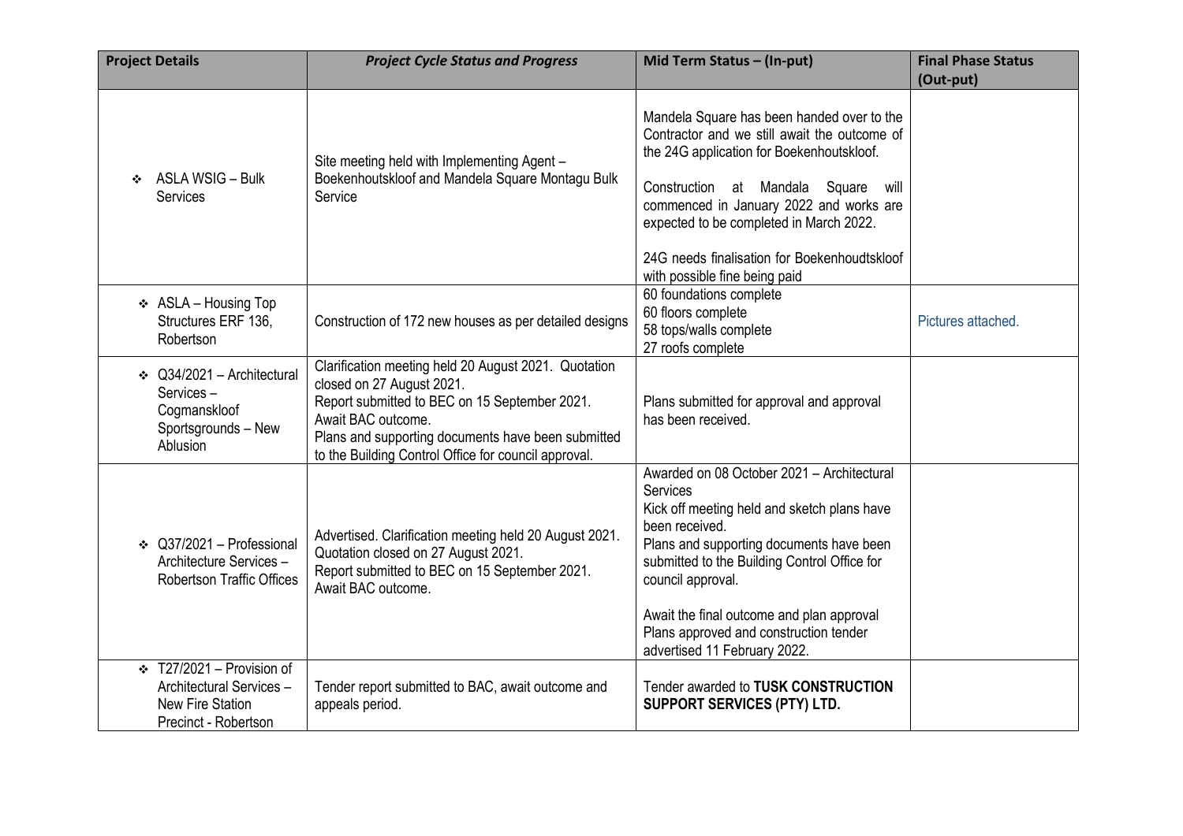| Project Details | *Project Cycle Status and Progress* | Mid Term Status – (In-put) | Final Phase Status (Out-put) |
|---|---|---|---|
| ❖ ASLA WSIG – Bulk Services | Site meeting held with Implementing Agent – Boekenhoutskloof and Mandela Square Montagu Bulk Service | Mandela Square has been handed over to the Contractor and we still await the outcome of the 24G application for Boekenhoutskloof.<br><br>Construction at Mandala Square will commenced in January 2022 and works are expected to be completed in March 2022.<br><br>24G needs finalisation for Boekenhoudtskloof with possible fine being paid | |
| ❖ ASLA – Housing Top Structures ERF 136, Robertson | Construction of 172 new houses as per detailed designs | 60 foundations complete<br>60 floors complete<br>58 tops/walls complete<br>27 roofs complete | Pictures attached. |
| ❖ Q34/2021 – Architectural Services – Cogmanskloof Sportsgrounds – New Ablusion | Clarification meeting held 20 August 2021. Quotation closed on 27 August 2021.<br>Report submitted to BEC on 15 September 2021.<br>Await BAC outcome.<br>Plans and supporting documents have been submitted to the Building Control Office for council approval. | Plans submitted for approval and approval has been received. | |
| ❖ Q37/2021 – Professional Architecture Services – Robertson Traffic Offices | Advertised. Clarification meeting held 20 August 2021.<br>Quotation closed on 27 August 2021.<br>Report submitted to BEC on 15 September 2021.<br>Await BAC outcome. | Awarded on 08 October 2021 – Architectural Services<br>Kick off meeting held and sketch plans have been received.<br>Plans and supporting documents have been submitted to the Building Control Office for council approval.<br><br>Await the final outcome and plan approval<br>Plans approved and construction tender advertised 11 February 2022. | |
| ❖ T27/2021 – Provision of Architectural Services – New Fire Station Precinct - Robertson | Tender report submitted to BAC, await outcome and appeals period. | Tender awarded to **TUSK CONSTRUCTION SUPPORT SERVICES (PTY) LTD.** | |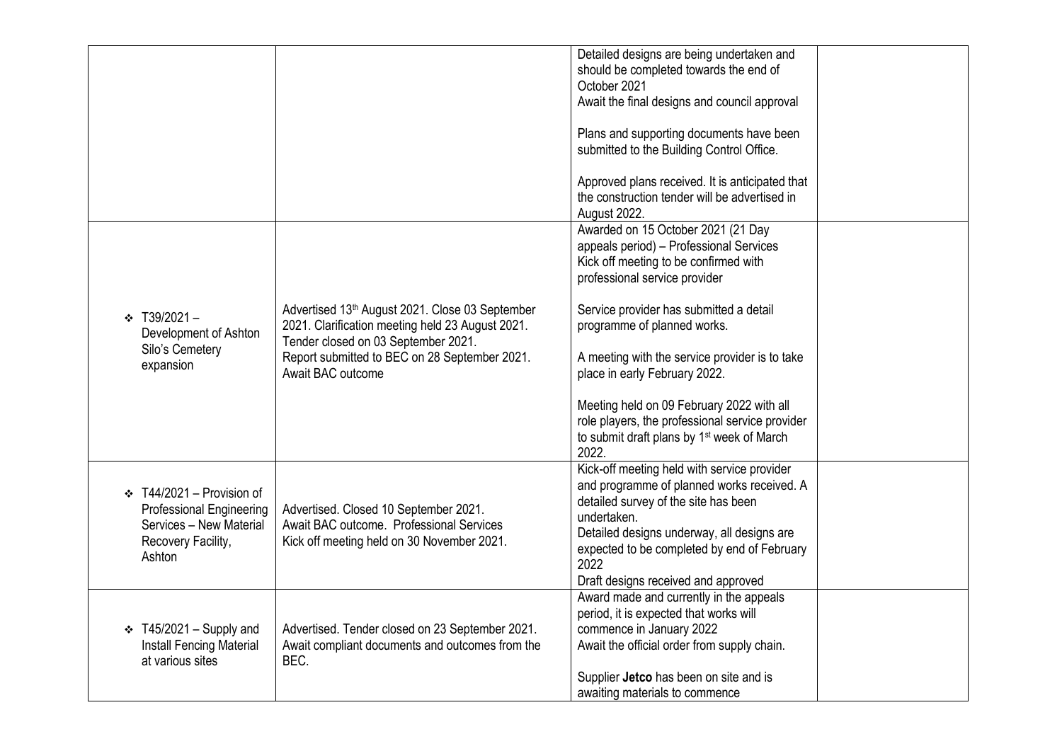| | | | |
|---|---|---|---|
| | | Detailed designs are being undertaken and should be completed towards the end of October 2021<br>Await the final designs and council approval<br><br>Plans and supporting documents have been submitted to the Building Control Office.<br><br>Approved plans received. It is anticipated that the construction tender will be advertised in August 2022. | |
| ❖ T39/2021 – Development of Ashton Silo's Cemetery expansion | Advertised 13th August 2021. Close 03 September 2021. Clarification meeting held 23 August 2021. Tender closed on 03 September 2021.<br>Report submitted to BEC on 28 September 2021. Await BAC outcome | Awarded on 15 October 2021 (21 Day appeals period) – Professional Services Kick off meeting to be confirmed with professional service provider<br><br>Service provider has submitted a detail programme of planned works.<br><br>A meeting with the service provider is to take place in early February 2022.<br><br>Meeting held on 09 February 2022 with all role players, the professional service provider to submit draft plans by 1st week of March 2022. | |
| ❖ T44/2021 – Provision of Professional Engineering Services – New Material Recovery Facility, Ashton | Advertised. Closed 10 September 2021.<br>Await BAC outcome. Professional Services Kick off meeting held on 30 November 2021. | Kick-off meeting held with service provider and programme of planned works received. A detailed survey of the site has been undertaken.<br>Detailed designs underway, all designs are expected to be completed by end of February 2022<br>Draft designs received and approved | |
| ❖ T45/2021 – Supply and Install Fencing Material at various sites | Advertised. Tender closed on 23 September 2021.<br>Await compliant documents and outcomes from the BEC. | Award made and currently in the appeals period, it is expected that works will commence in January 2022<br>Await the official order from supply chain.<br><br>Supplier **Jetco** has been on site and is awaiting materials to commence | |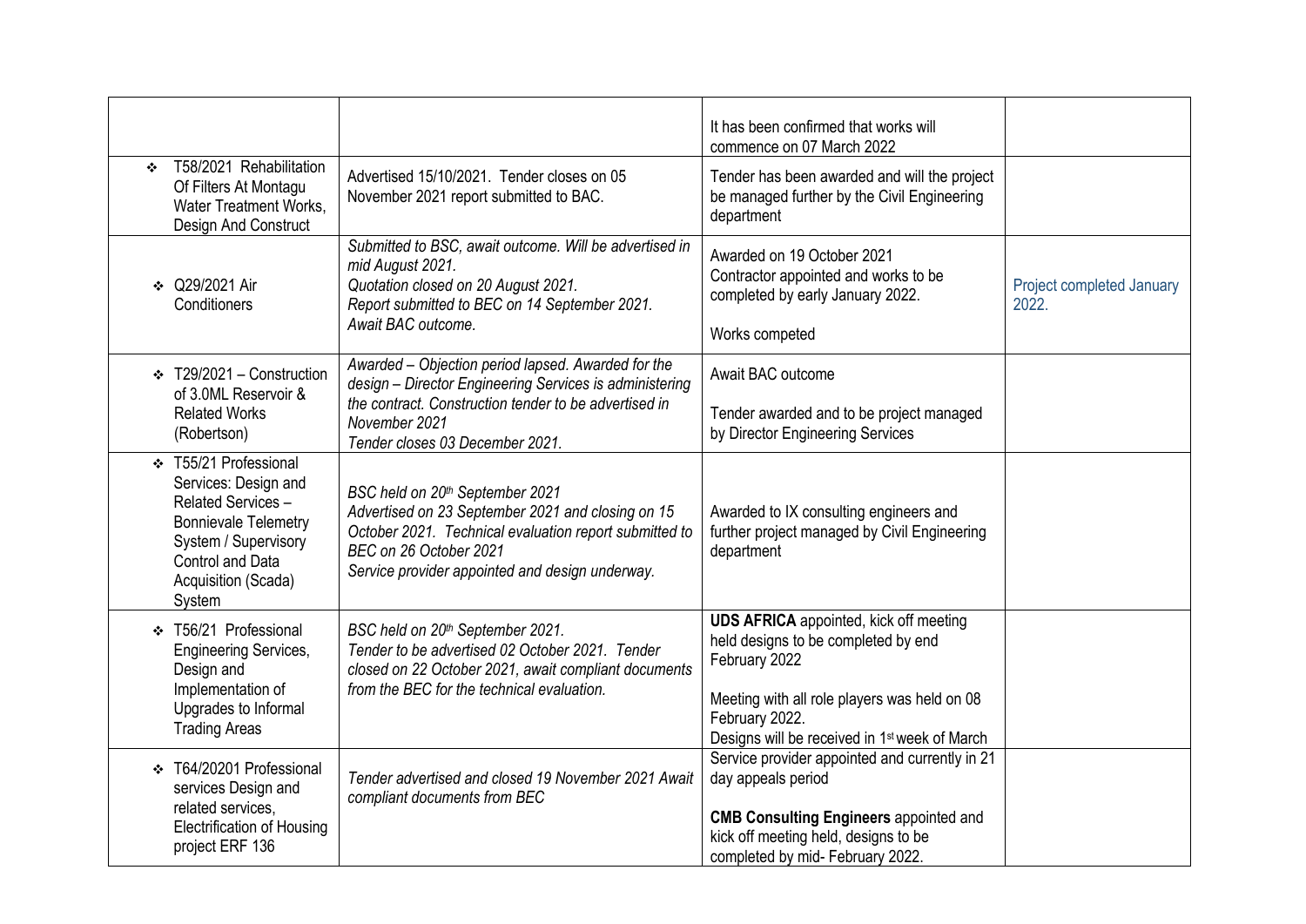| | | | |
|---|---|---|---|
| | | It has been confirmed that works will commence on 07 March 2022 | |
| ❖ T58/2021 Rehabilitation Of Filters At Montagu Water Treatment Works, Design And Construct | Advertised 15/10/2021. Tender closes on 05 November 2021 report submitted to BAC. | Tender has been awarded and will the project be managed further by the Civil Engineering department | |
| ❖ Q29/2021 Air Conditioners | *Submitted to BSC, await outcome. Will be advertised in mid August 2021.*<br>*Quotation closed on 20 August 2021.*<br>*Report submitted to BEC on 14 September 2021.*<br>*Await BAC outcome.* | Awarded on 19 October 2021<br>Contractor appointed and works to be completed by early January 2022.<br><br>Works competed | Project completed January 2022. |
| ❖ T29/2021 – Construction of 3.0ML Reservoir & Related Works (Robertson) | *Awarded – Objection period lapsed. Awarded for the design – Director Engineering Services is administering the contract. Construction tender to be advertised in November 2021*<br>*Tender closes 03 December 2021.* | Await BAC outcome<br><br>Tender awarded and to be project managed by Director Engineering Services | |
| ❖ T55/21 Professional Services: Design and Related Services – Bonnievale Telemetry System / Supervisory Control and Data Acquisition (Scada) System | *BSC held on 20th September 2021*<br>*Advertised on 23 September 2021 and closing on 15 October 2021. Technical evaluation report submitted to BEC on 26 October 2021*<br>*Service provider appointed and design underway.* | Awarded to IX consulting engineers and further project managed by Civil Engineering department | |
| ❖ T56/21 Professional Engineering Services, Design and Implementation of Upgrades to Informal Trading Areas | *BSC held on 20th September 2021.*<br>*Tender to be advertised 02 October 2021. Tender closed on 22 October 2021, await compliant documents from the BEC for the technical evaluation.* | **UDS AFRICA** appointed, kick off meeting held designs to be completed by end February 2022<br><br>Meeting with all role players was held on 08 February 2022.<br>Designs will be received in 1st week of March | |
| ❖ T64/20201 Professional services Design and related services, Electrification of Housing project ERF 136 | *Tender advertised and closed 19 November 2021 Await compliant documents from BEC* | Service provider appointed and currently in 21 day appeals period<br><br>**CMB Consulting Engineers** appointed and kick off meeting held, designs to be completed by mid- February 2022. | |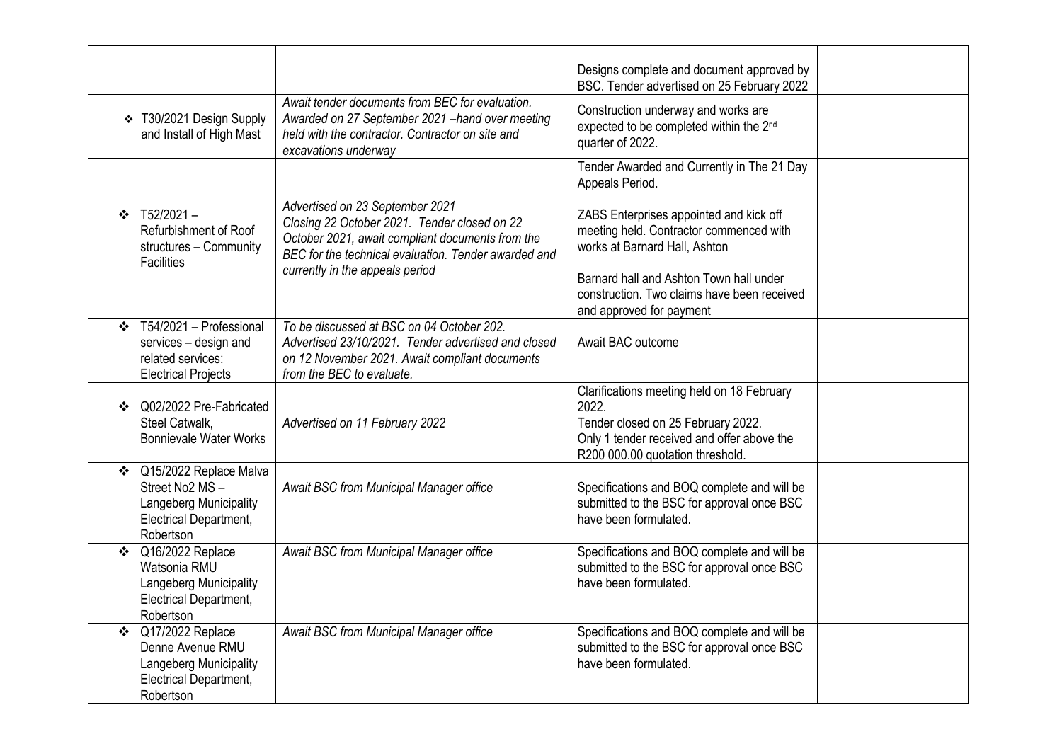| | | | |
|---|---|---|---|
| | | Designs complete and document approved by BSC. Tender advertised on 25 February 2022 | |
| ❖ T30/2021 Design Supply and Install of High Mast | *Await tender documents from BEC for evaluation. Awarded on 27 September 2021 –hand over meeting held with the contractor. Contractor on site and excavations underway* | Construction underway and works are expected to be completed within the 2nd quarter of 2022. | |
| ❖ T52/2021 – Refurbishment of Roof structures – Community Facilities | *Advertised on 23 September 2021 Closing 22 October 2021. Tender closed on 22 October 2021, await compliant documents from the BEC for the technical evaluation. Tender awarded and currently in the appeals period* | Tender Awarded and Currently in The 21 Day Appeals Period.<br><br>ZABS Enterprises appointed and kick off meeting held. Contractor commenced with works at Barnard Hall, Ashton<br><br>Barnard hall and Ashton Town hall under construction. Two claims have been received and approved for payment | |
| ❖ T54/2021 – Professional services – design and related services: Electrical Projects | *To be discussed at BSC on 04 October 202. Advertised 23/10/2021. Tender advertised and closed on 12 November 2021. Await compliant documents from the BEC to evaluate.* | Await BAC outcome | |
| ❖ Q02/2022 Pre-Fabricated Steel Catwalk, Bonnievale Water Works | *Advertised on 11 February 2022* | Clarifications meeting held on 18 February 2022.<br>Tender closed on 25 February 2022.<br>Only 1 tender received and offer above the R200 000.00 quotation threshold. | |
| ❖ Q15/2022 Replace Malva Street No2 MS – Langeberg Municipality Electrical Department, Robertson | *Await BSC from Municipal Manager office* | Specifications and BOQ complete and will be submitted to the BSC for approval once BSC have been formulated. | |
| ❖ Q16/2022 Replace Watsonia RMU Langeberg Municipality Electrical Department, Robertson | *Await BSC from Municipal Manager office* | Specifications and BOQ complete and will be submitted to the BSC for approval once BSC have been formulated. | |
| ❖ Q17/2022 Replace Denne Avenue RMU Langeberg Municipality Electrical Department, Robertson | *Await BSC from Municipal Manager office* | Specifications and BOQ complete and will be submitted to the BSC for approval once BSC have been formulated. | |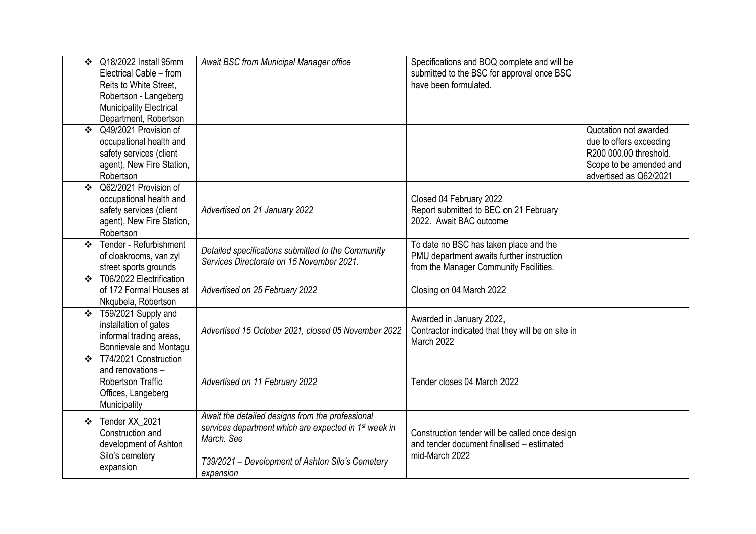| | | | |
|---|---|---|---|
| ❖ Q18/2022 Install 95mm Electrical Cable – from Reits to White Street, Robertson - Langeberg Municipality Electrical Department, Robertson | *Await BSC from Municipal Manager office* | Specifications and BOQ complete and will be submitted to the BSC for approval once BSC have been formulated. | |
| ❖ Q49/2021 Provision of occupational health and safety services (client agent), New Fire Station, Robertson | | | Quotation not awarded due to offers exceeding R200 000.00 threshold. Scope to be amended and advertised as Q62/2021 |
| ❖ Q62/2021 Provision of occupational health and safety services (client agent), New Fire Station, Robertson | *Advertised on 21 January 2022* | Closed 04 February 2022<br>Report submitted to BEC on 21 February 2022. Await BAC outcome | |
| ❖ Tender - Refurbishment of cloakrooms, van zyl street sports grounds | *Detailed specifications submitted to the Community Services Directorate on 15 November 2021.* | To date no BSC has taken place and the PMU department awaits further instruction from the Manager Community Facilities. | |
| ❖ T06/2022 Electrification of 172 Formal Houses at Nkqubela, Robertson | *Advertised on 25 February 2022* | Closing on 04 March 2022 | |
| ❖ T59/2021 Supply and installation of gates informal trading areas, Bonnievale and Montagu | *Advertised 15 October 2021, closed 05 November 2022* | Awarded in January 2022,<br>Contractor indicated that they will be on site in March 2022 | |
| ❖ T74/2021 Construction and renovations – Robertson Traffic Offices, Langeberg Municipality | *Advertised on 11 February 2022* | Tender closes 04 March 2022 | |
| ❖ Tender XX_2021 Construction and development of Ashton Silo's cemetery expansion | *Await the detailed designs from the professional services department which are expected in 1st week in March. See*<br><br>*T39/2021 – Development of Ashton Silo's Cemetery expansion* | Construction tender will be called once design and tender document finalised – estimated mid-March 2022 | |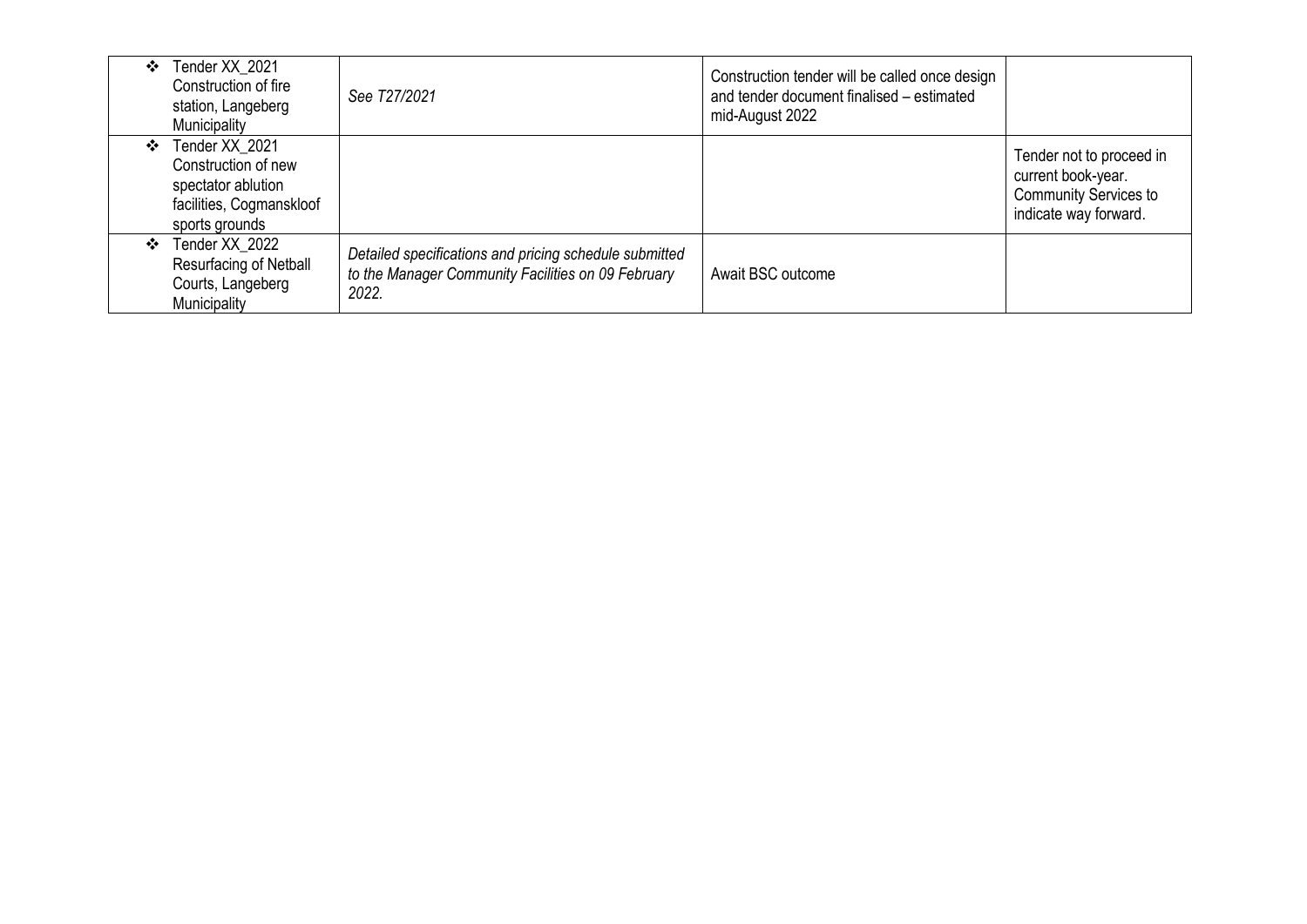| | | | |
|---|---|---|---|
| ❖ Tender XX_2021 Construction of fire station, Langeberg Municipality | *See T27/2021* | Construction tender will be called once design and tender document finalised – estimated mid-August 2022 | |
| ❖ Tender XX_2021 Construction of new spectator ablution facilities, Cogmanskloof sports grounds | | | Tender not to proceed in current book-year. Community Services to indicate way forward. |
| ❖ Tender XX_2022 Resurfacing of Netball Courts, Langeberg Municipality | *Detailed specifications and pricing schedule submitted to the Manager Community Facilities on 09 February 2022.* | Await BSC outcome | |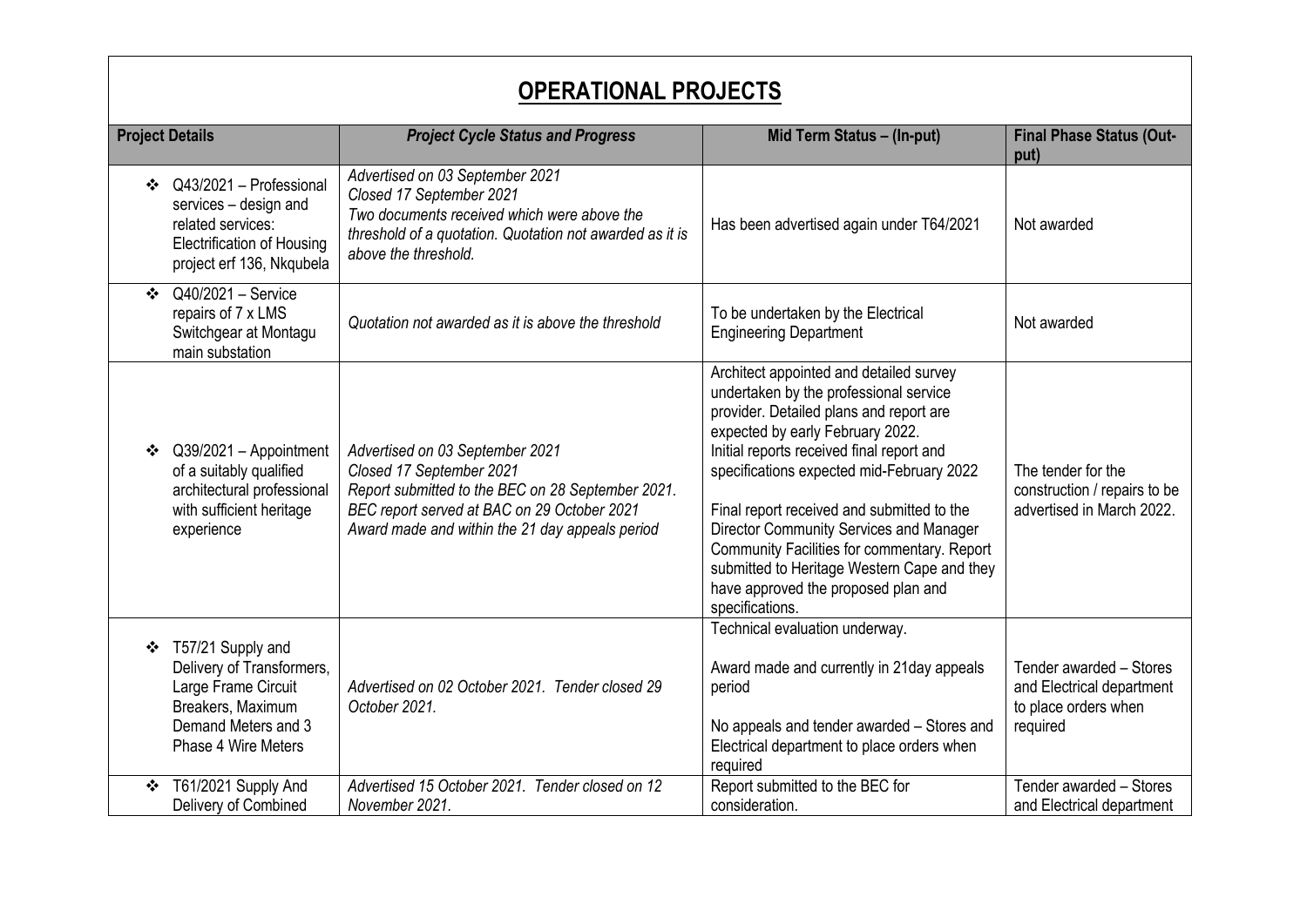# OPERATIONAL PROJECTS

| Project Details | *Project Cycle Status and Progress* | Mid Term Status – (In-put) | Final Phase Status (Out-put) |
|---|---|---|---|
| ❖ Q43/2021 – Professional services – design and related services: Electrification of Housing project erf 136, Nkqubela | *Advertised on 03 September 2021*<br>*Closed 17 September 2021*<br>*Two documents received which were above the threshold of a quotation. Quotation not awarded as it is above the threshold.* | Has been advertised again under T64/2021 | Not awarded |
| ❖ Q40/2021 – Service repairs of 7 x LMS Switchgear at Montagu main substation | *Quotation not awarded as it is above the threshold* | To be undertaken by the Electrical Engineering Department | Not awarded |
| ❖ Q39/2021 – Appointment of a suitably qualified architectural professional with sufficient heritage experience | *Advertised on 03 September 2021*<br>*Closed 17 September 2021*<br>*Report submitted to the BEC on 28 September 2021.*<br>*BEC report served at BAC on 29 October 2021*<br>*Award made and within the 21 day appeals period* | Architect appointed and detailed survey undertaken by the professional service provider. Detailed plans and report are expected by early February 2022.<br>Initial reports received final report and specifications expected mid-February 2022<br><br>Final report received and submitted to the Director Community Services and Manager Community Facilities for commentary. Report submitted to Heritage Western Cape and they have approved the proposed plan and specifications. | The tender for the construction / repairs to be advertised in March 2022. |
| ❖ T57/21 Supply and Delivery of Transformers, Large Frame Circuit Breakers, Maximum Demand Meters and 3 Phase 4 Wire Meters | *Advertised on 02 October 2021. Tender closed 29 October 2021.* | Technical evaluation underway.<br><br>Award made and currently in 21day appeals period<br><br>No appeals and tender awarded – Stores and Electrical department to place orders when required | Tender awarded – Stores and Electrical department to place orders when required |
| ❖ T61/2021 Supply And Delivery of Combined | *Advertised 15 October 2021. Tender closed on 12 November 2021.* | Report submitted to the BEC for consideration. | Tender awarded – Stores and Electrical department |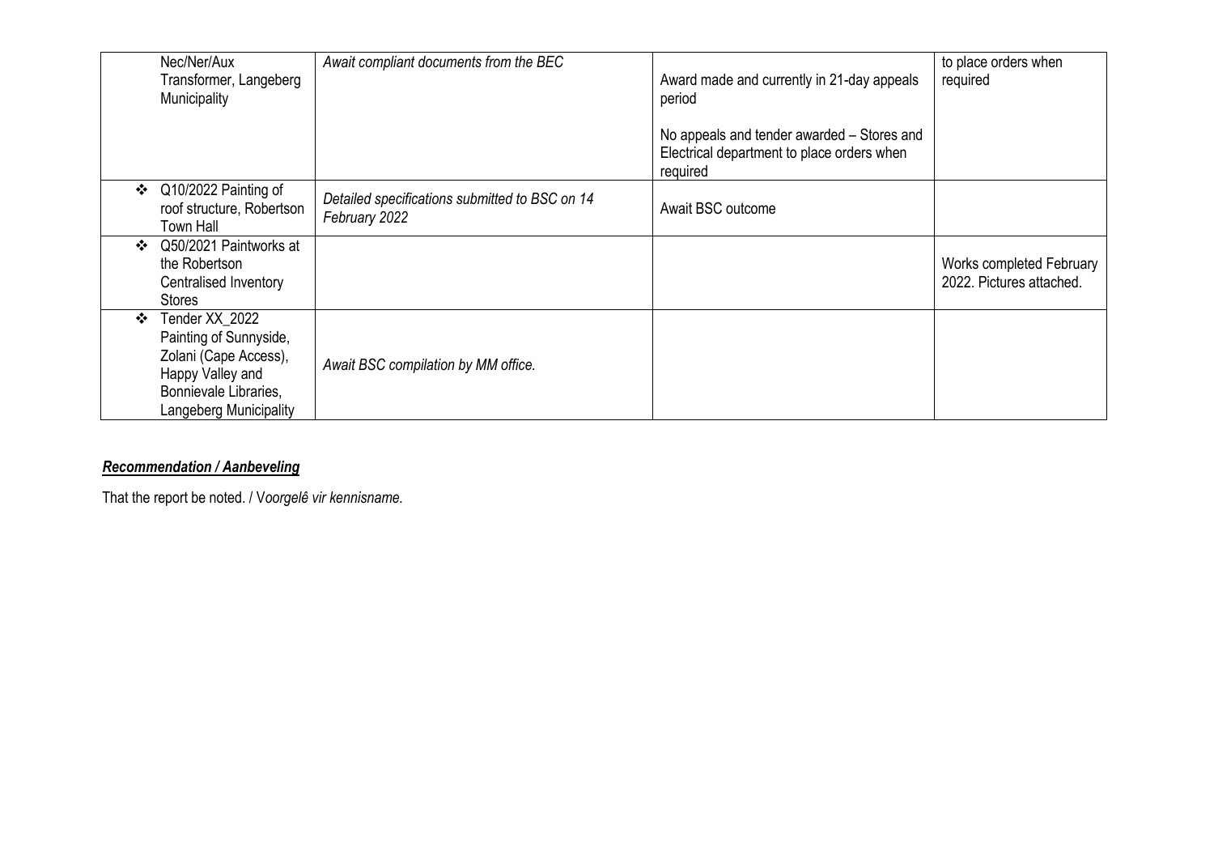| | | | |
|---|---|---|---|
| Nec/Ner/Aux Transformer, Langeberg Municipality | *Await compliant documents from the BEC* | Award made and currently in 21-day appeals period<br><br>No appeals and tender awarded – Stores and Electrical department to place orders when required | to place orders when required |
| ❖ Q10/2022 Painting of roof structure, Robertson Town Hall | *Detailed specifications submitted to BSC on 14 February 2022* | Await BSC outcome | |
| ❖ Q50/2021 Paintworks at the Robertson Centralised Inventory Stores | | | Works completed February 2022. Pictures attached. |
| ❖ Tender XX_2022 Painting of Sunnyside, Zolani (Cape Access), Happy Valley and Bonnievale Libraries, Langeberg Municipality | *Await BSC compilation by MM office.* | | |

***Recommendation / Aanbeveling***

That the report be noted. / V*oorgelê vir kennisname.*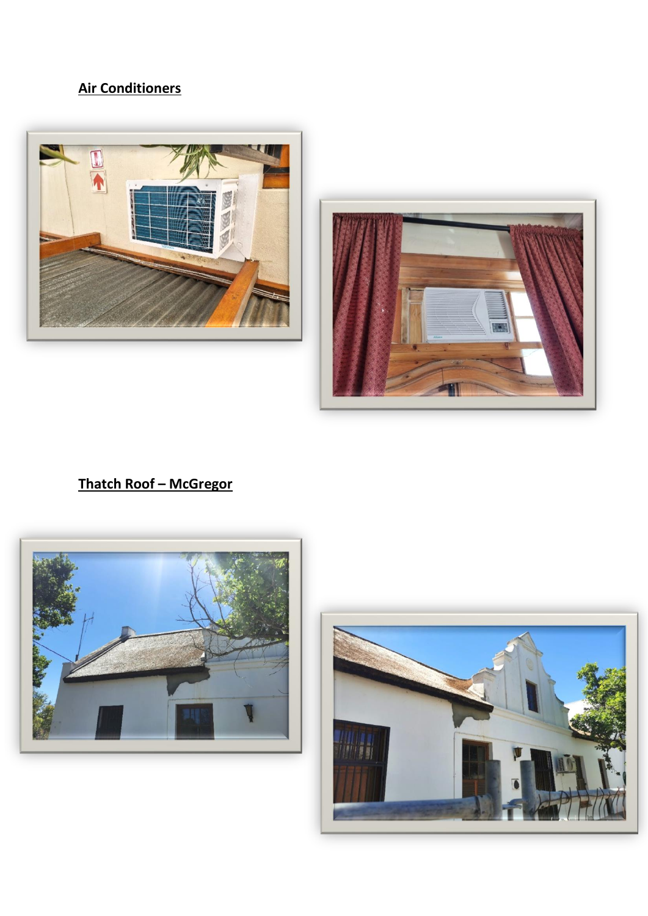**Air Conditioners**

**Thatch Roof – McGregor**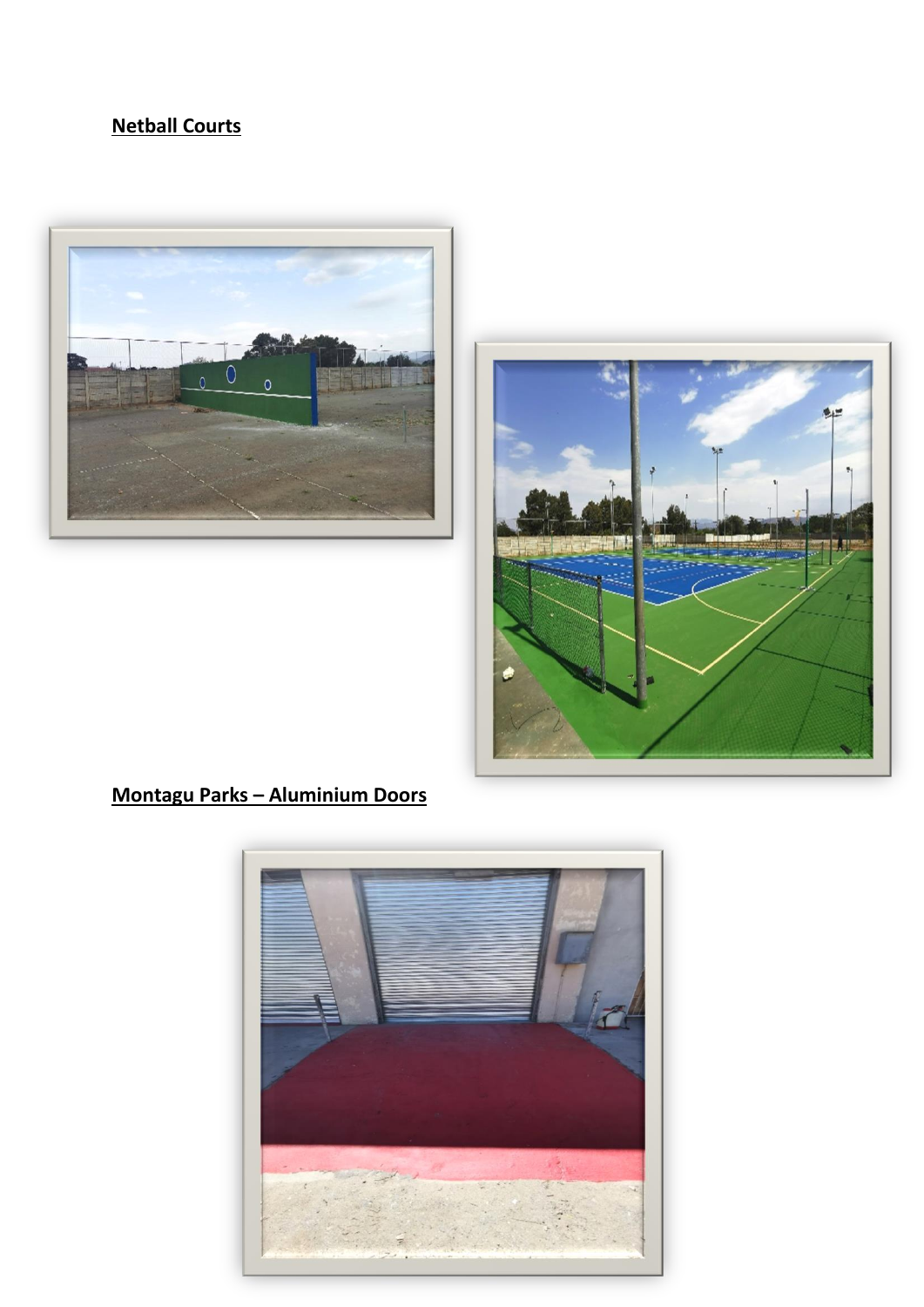**Netball Courts**

**Montagu Parks – Aluminium Doors**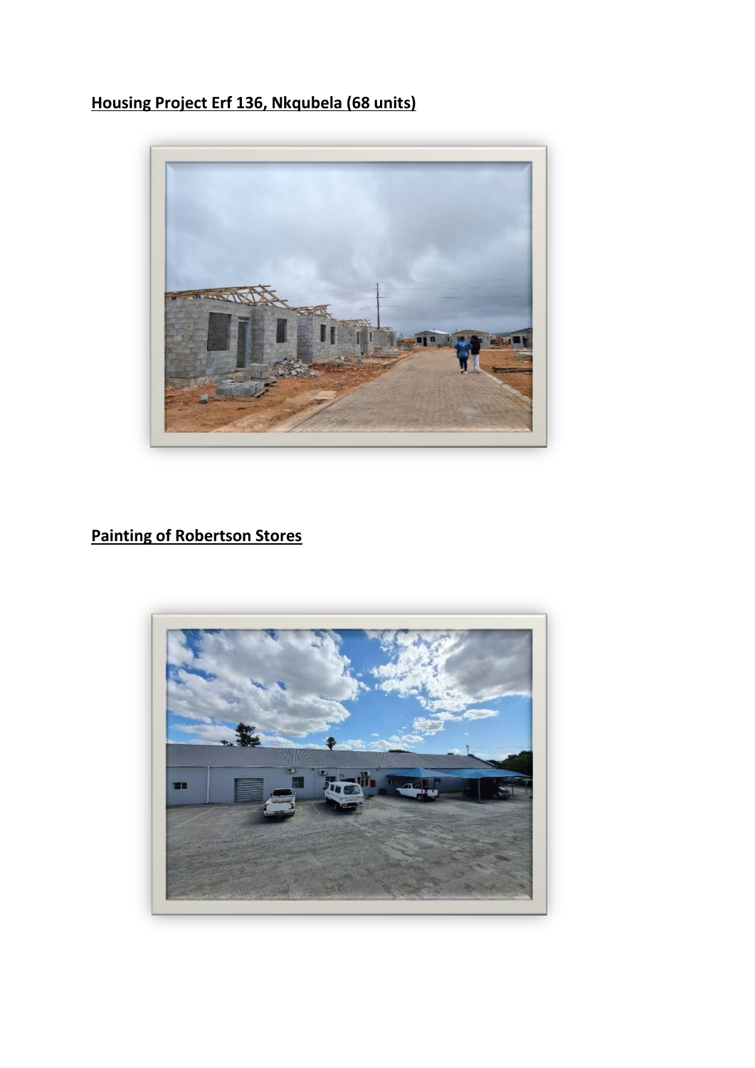**Housing Project Erf 136, Nkqubela (68 units)**

**Painting of Robertson Stores**